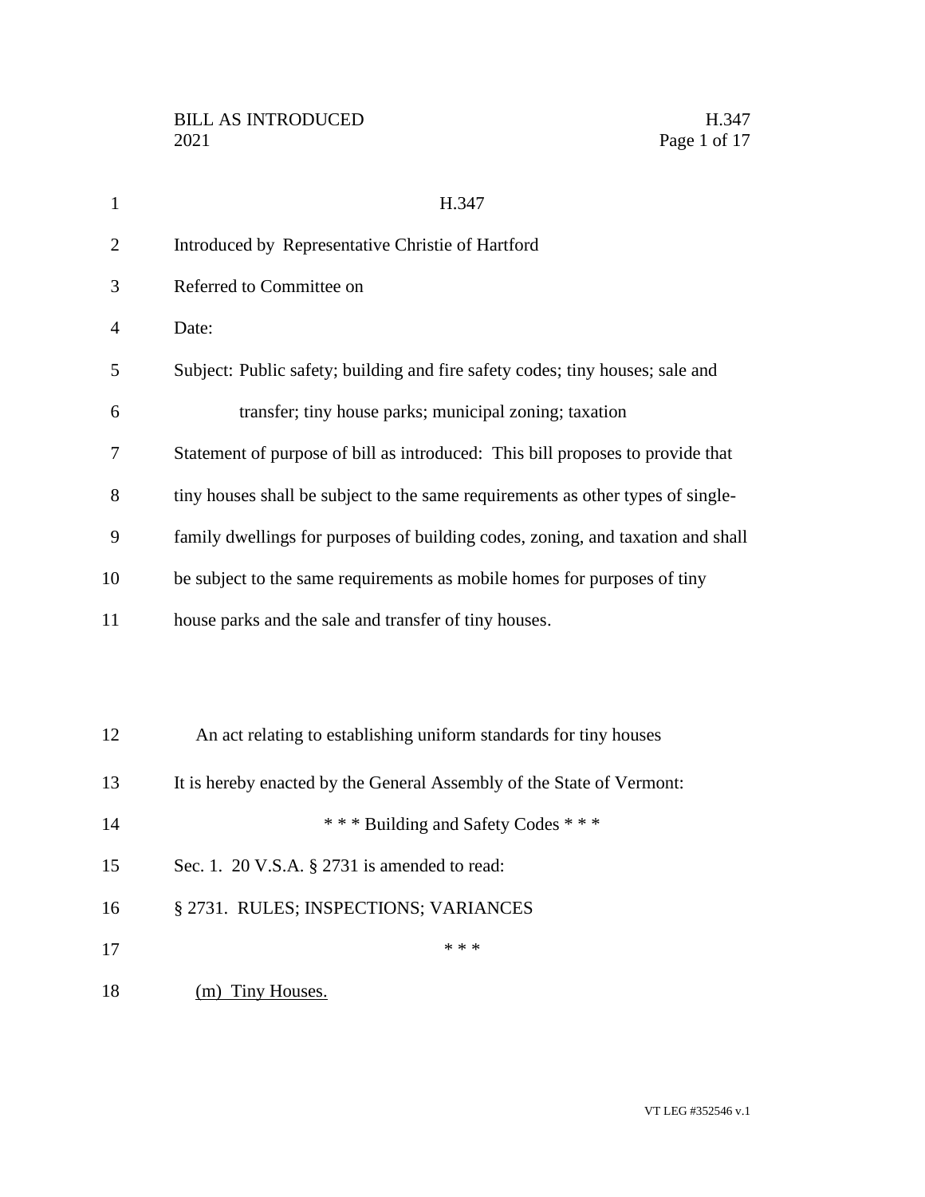H.347

Introduced by Representative Christie of Hartford

Referred to Committee on

Date:

Subject: Public safety; building and fire safety codes; tiny houses; sale and transfer; tiny house parks; municipal zoning; taxation

Statement of purpose of bill as introduced: This bill proposes to provide that tiny houses shall be subject to the same requirements as other types of single-family dwellings for purposes of building codes, zoning, and taxation and shall be subject to the same requirements as mobile homes for purposes of tiny house parks and the sale and transfer of tiny houses.

An act relating to establishing uniform standards for tiny houses

It is hereby enacted by the General Assembly of the State of Vermont:

\* \* \* Building and Safety Codes \* \* \*

Sec. 1. 20 V.S.A. § 2731 is amended to read:

§ 2731. RULES; INSPECTIONS; VARIANCES

\* \* \*

(m) Tiny Houses.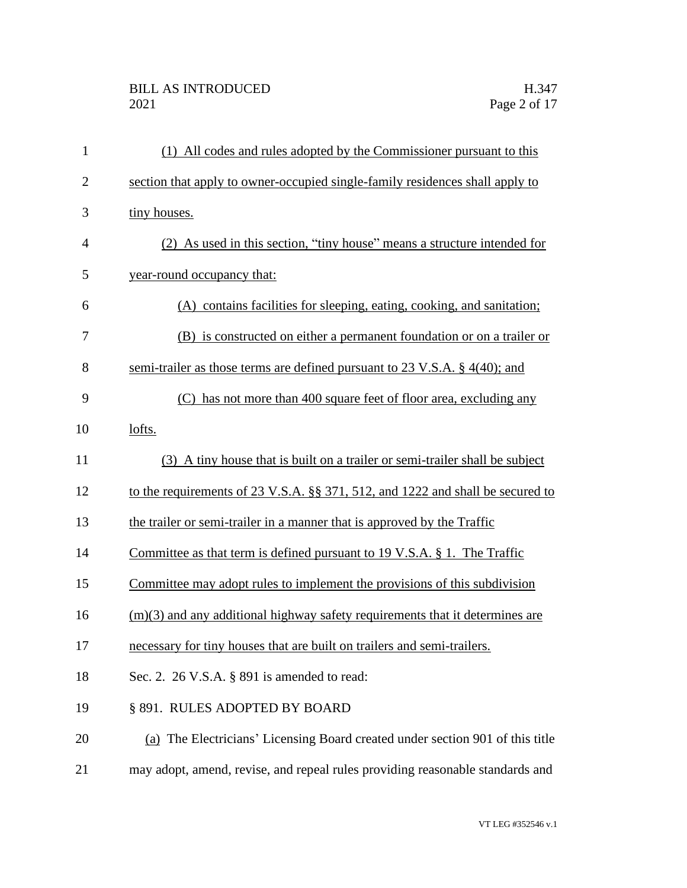(1) All codes and rules adopted by the Commissioner pursuant to this section that apply to owner-occupied single-family residences shall apply to tiny houses.

(2) As used in this section, "tiny house" means a structure intended for year-round occupancy that:

(A) contains facilities for sleeping, eating, cooking, and sanitation;

(B) is constructed on either a permanent foundation or on a trailer or semi-trailer as those terms are defined pursuant to 23 V.S.A. § 4(40); and

(C) has not more than 400 square feet of floor area, excluding any lofts.

(3) A tiny house that is built on a trailer or semi-trailer shall be subject to the requirements of 23 V.S.A. §§ 371, 512, and 1222 and shall be secured to the trailer or semi-trailer in a manner that is approved by the Traffic Committee as that term is defined pursuant to 19 V.S.A. § 1. The Traffic Committee may adopt rules to implement the provisions of this subdivision (m)(3) and any additional highway safety requirements that it determines are necessary for tiny houses that are built on trailers and semi-trailers.

Sec. 2. 26 V.S.A. § 891 is amended to read:

§ 891. RULES ADOPTED BY BOARD

(a) The Electricians' Licensing Board created under section 901 of this title may adopt, amend, revise, and repeal rules providing reasonable standards and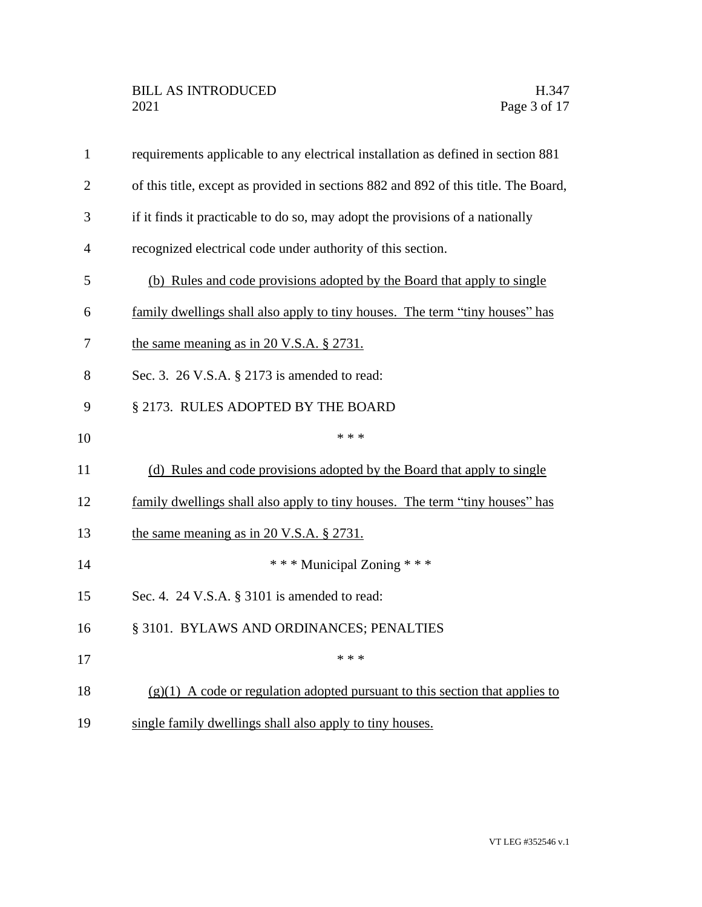requirements applicable to any electrical installation as defined in section 881 of this title, except as provided in sections 882 and 892 of this title. The Board, if it finds it practicable to do so, may adopt the provisions of a nationally recognized electrical code under authority of this section.

(b) Rules and code provisions adopted by the Board that apply to single family dwellings shall also apply to tiny houses. The term "tiny houses" has the same meaning as in 20 V.S.A. § 2731.

Sec. 3. 26 V.S.A. § 2173 is amended to read:

§ 2173. RULES ADOPTED BY THE BOARD

\* \* \*

(d) Rules and code provisions adopted by the Board that apply to single family dwellings shall also apply to tiny houses. The term "tiny houses" has the same meaning as in 20 V.S.A. § 2731.

\* \* \* Municipal Zoning \* \* \*

Sec. 4. 24 V.S.A. § 3101 is amended to read:

§ 3101. BYLAWS AND ORDINANCES; PENALTIES

\* \* \*

(g)(1) A code or regulation adopted pursuant to this section that applies to single family dwellings shall also apply to tiny houses.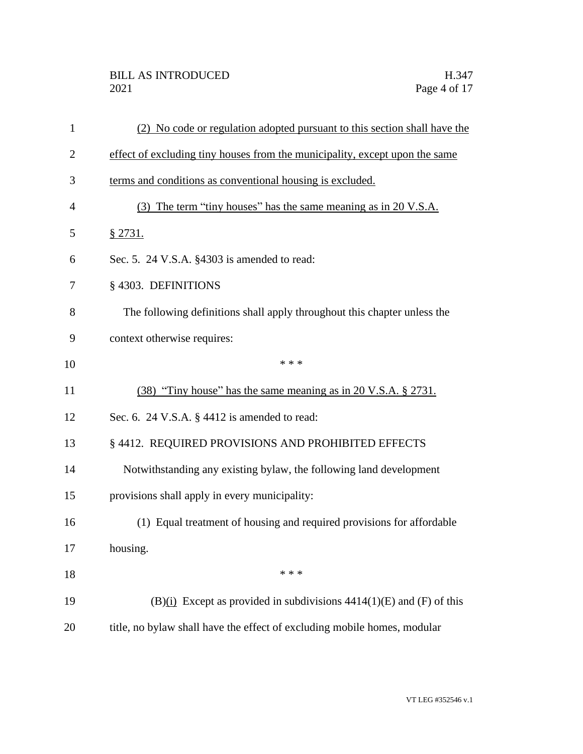(2) No code or regulation adopted pursuant to this section shall have the effect of excluding tiny houses from the municipality, except upon the same terms and conditions as conventional housing is excluded.

(3) The term "tiny houses" has the same meaning as in 20 V.S.A. § 2731.

Sec. 5. 24 V.S.A. §4303 is amended to read:

§ 4303. DEFINITIONS

The following definitions shall apply throughout this chapter unless the context otherwise requires:

\* \* \*

(38) "Tiny house" has the same meaning as in 20 V.S.A. § 2731.

Sec. 6. 24 V.S.A. § 4412 is amended to read:

§ 4412. REQUIRED PROVISIONS AND PROHIBITED EFFECTS

Notwithstanding any existing bylaw, the following land development provisions shall apply in every municipality:

(1) Equal treatment of housing and required provisions for affordable housing.

\* \* \*

(B)(i) Except as provided in subdivisions 4414(1)(E) and (F) of this title, no bylaw shall have the effect of excluding mobile homes, modular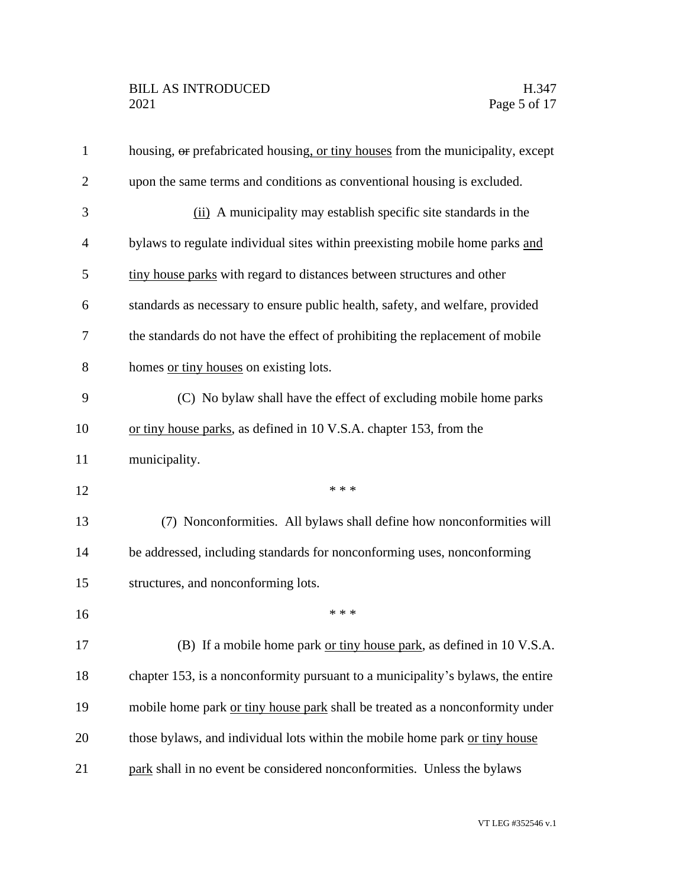housing, ~~or~~ prefabricated housing, or tiny houses from the municipality, except upon the same terms and conditions as conventional housing is excluded.

(ii) A municipality may establish specific site standards in the bylaws to regulate individual sites within preexisting mobile home parks and tiny house parks with regard to distances between structures and other standards as necessary to ensure public health, safety, and welfare, provided the standards do not have the effect of prohibiting the replacement of mobile homes or tiny houses on existing lots.

(C) No bylaw shall have the effect of excluding mobile home parks or tiny house parks, as defined in 10 V.S.A. chapter 153, from the municipality.

\* \* \*

(7) Nonconformities. All bylaws shall define how nonconformities will be addressed, including standards for nonconforming uses, nonconforming structures, and nonconforming lots.

\* \* \*

(B) If a mobile home park or tiny house park, as defined in 10 V.S.A. chapter 153, is a nonconformity pursuant to a municipality's bylaws, the entire mobile home park or tiny house park shall be treated as a nonconformity under those bylaws, and individual lots within the mobile home park or tiny house park shall in no event be considered nonconformities. Unless the bylaws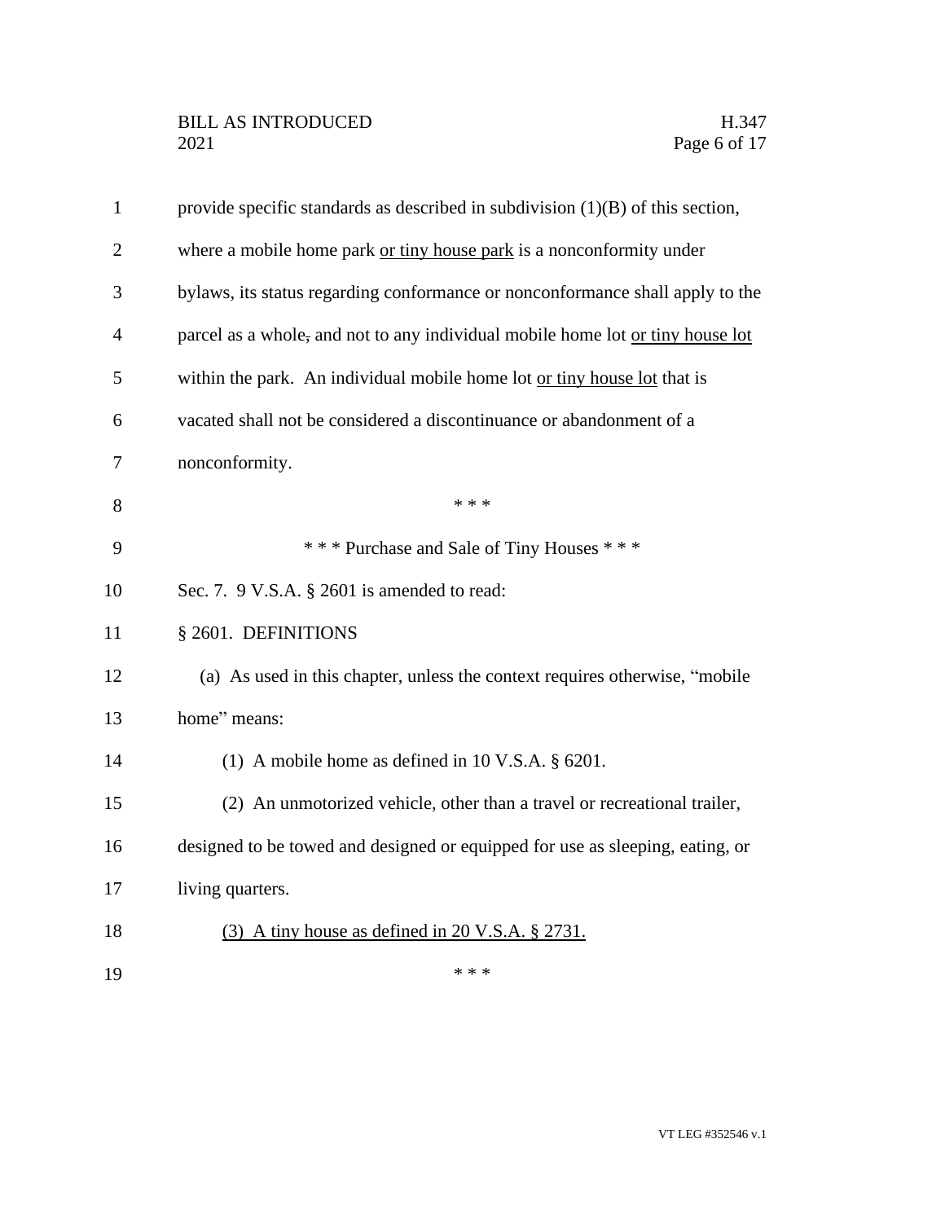provide specific standards as described in subdivision (1)(B) of this section, where a mobile home park <u>or tiny house park</u> is a nonconformity under bylaws, its status regarding conformance or nonconformance shall apply to the parcel as a whole~~,~~ and not to any individual mobile home lot <u>or tiny house lot</u> within the park. An individual mobile home lot <u>or tiny house lot</u> that is vacated shall not be considered a discontinuance or abandonment of a nonconformity.

\* \* \*

\* \* \* Purchase and Sale of Tiny Houses \* \* \*

Sec. 7. 9 V.S.A. § 2601 is amended to read:

§ 2601. DEFINITIONS

(a) As used in this chapter, unless the context requires otherwise, "mobile home" means:

(1) A mobile home as defined in 10 V.S.A. § 6201.

(2) An unmotorized vehicle, other than a travel or recreational trailer, designed to be towed and designed or equipped for use as sleeping, eating, or living quarters.

<u>(3) A tiny house as defined in 20 V.S.A. § 2731.</u>

\* \* \*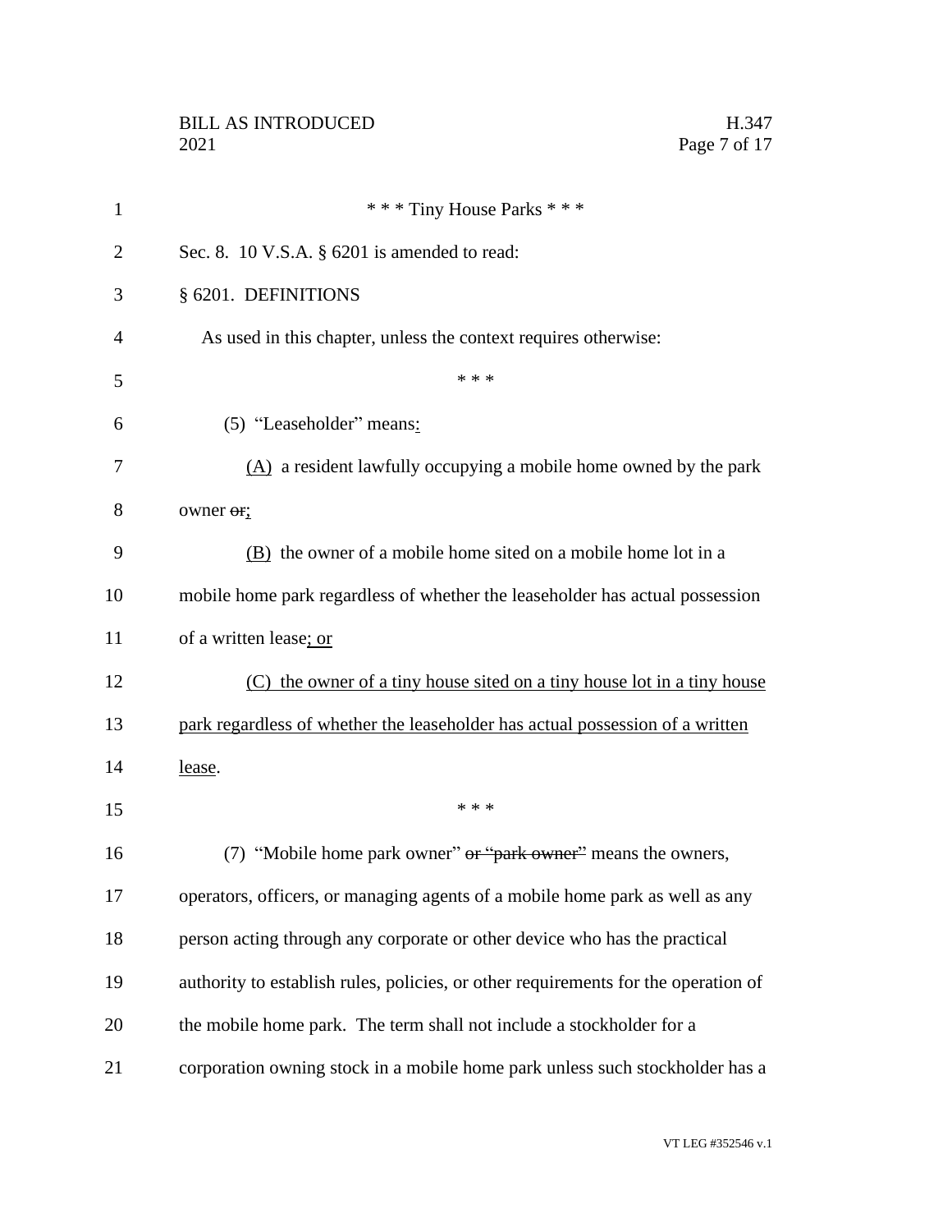\* \* \* Tiny House Parks \* \* \*

Sec. 8. 10 V.S.A. § 6201 is amended to read:

§ 6201. DEFINITIONS

As used in this chapter, unless the context requires otherwise:

\* \* \*

(5) "Leaseholder" means:

(A) a resident lawfully occupying a mobile home owned by the park owner ~~or~~;

(B) the owner of a mobile home sited on a mobile home lot in a mobile home park regardless of whether the leaseholder has actual possession of a written lease; or

(C) the owner of a tiny house sited on a tiny house lot in a tiny house park regardless of whether the leaseholder has actual possession of a written lease.

\* \* \*

(7) "Mobile home park owner" ~~or "park owner"~~ means the owners, operators, officers, or managing agents of a mobile home park as well as any person acting through any corporate or other device who has the practical authority to establish rules, policies, or other requirements for the operation of the mobile home park. The term shall not include a stockholder for a corporation owning stock in a mobile home park unless such stockholder has a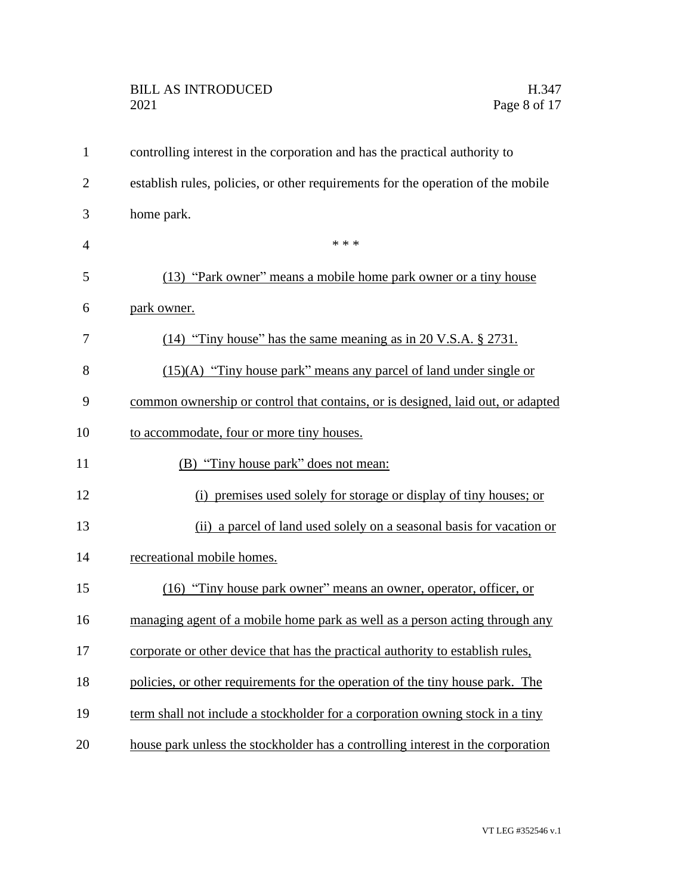controlling interest in the corporation and has the practical authority to establish rules, policies, or other requirements for the operation of the mobile home park.

\* \* \*

(13) "Park owner" means a mobile home park owner or a tiny house park owner.

(14) "Tiny house" has the same meaning as in 20 V.S.A. § 2731.

(15)(A) "Tiny house park" means any parcel of land under single or common ownership or control that contains, or is designed, laid out, or adapted to accommodate, four or more tiny houses.

(B) "Tiny house park" does not mean:

(i) premises used solely for storage or display of tiny houses; or

(ii) a parcel of land used solely on a seasonal basis for vacation or recreational mobile homes.

(16) "Tiny house park owner" means an owner, operator, officer, or managing agent of a mobile home park as well as a person acting through any corporate or other device that has the practical authority to establish rules, policies, or other requirements for the operation of the tiny house park. The term shall not include a stockholder for a corporation owning stock in a tiny house park unless the stockholder has a controlling interest in the corporation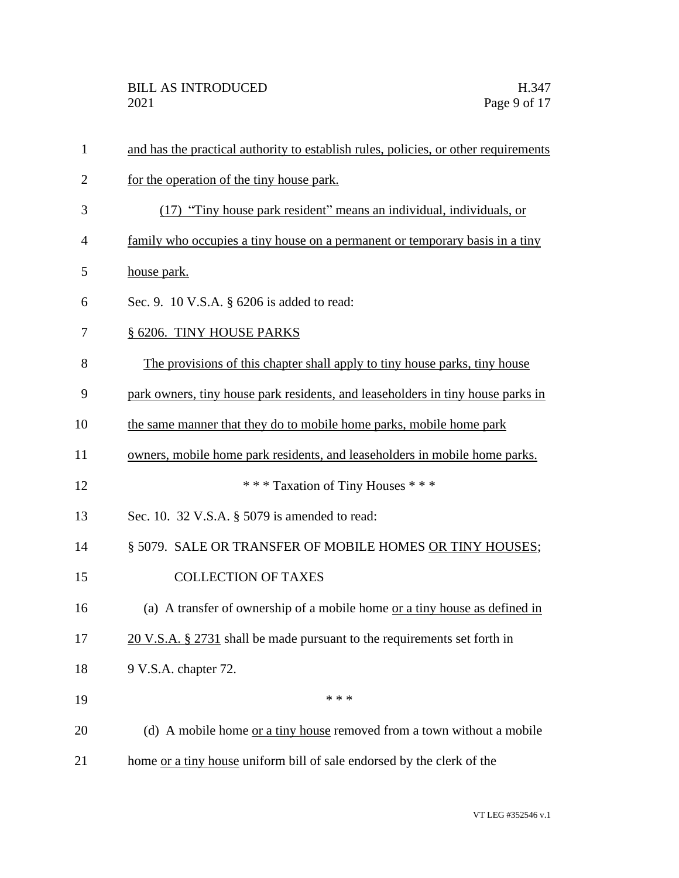and has the practical authority to establish rules, policies, or other requirements for the operation of the tiny house park.

(17) "Tiny house park resident" means an individual, individuals, or family who occupies a tiny house on a permanent or temporary basis in a tiny house park.

Sec. 9. 10 V.S.A. § 6206 is added to read:

§ 6206. TINY HOUSE PARKS

The provisions of this chapter shall apply to tiny house parks, tiny house park owners, tiny house park residents, and leaseholders in tiny house parks in the same manner that they do to mobile home parks, mobile home park owners, mobile home park residents, and leaseholders in mobile home parks.

\* \* \* Taxation of Tiny Houses \* \* \*

Sec. 10. 32 V.S.A. § 5079 is amended to read:

§ 5079. SALE OR TRANSFER OF MOBILE HOMES OR TINY HOUSES; COLLECTION OF TAXES

(a) A transfer of ownership of a mobile home or a tiny house as defined in 20 V.S.A. § 2731 shall be made pursuant to the requirements set forth in 9 V.S.A. chapter 72.

\* \* \*

(d) A mobile home or a tiny house removed from a town without a mobile home or a tiny house uniform bill of sale endorsed by the clerk of the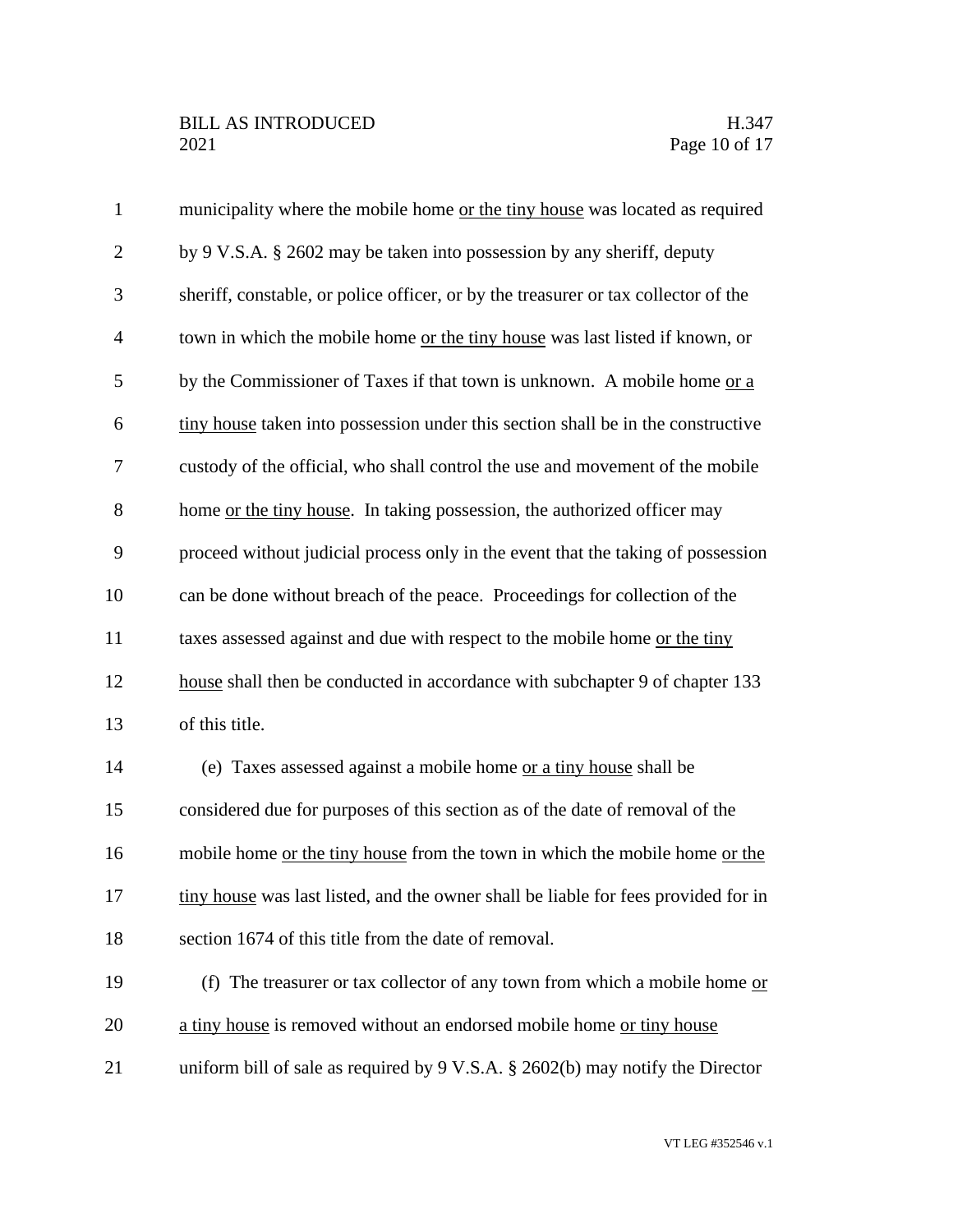municipality where the mobile home <u>or the tiny house</u> was located as required by 9 V.S.A. § 2602 may be taken into possession by any sheriff, deputy sheriff, constable, or police officer, or by the treasurer or tax collector of the town in which the mobile home <u>or the tiny house</u> was last listed if known, or by the Commissioner of Taxes if that town is unknown. A mobile home <u>or a tiny house</u> taken into possession under this section shall be in the constructive custody of the official, who shall control the use and movement of the mobile home <u>or the tiny house</u>. In taking possession, the authorized officer may proceed without judicial process only in the event that the taking of possession can be done without breach of the peace. Proceedings for collection of the taxes assessed against and due with respect to the mobile home <u>or the tiny house</u> shall then be conducted in accordance with subchapter 9 of chapter 133 of this title.

(e) Taxes assessed against a mobile home <u>or a tiny house</u> shall be considered due for purposes of this section as of the date of removal of the mobile home <u>or the tiny house</u> from the town in which the mobile home <u>or the tiny house</u> was last listed, and the owner shall be liable for fees provided for in section 1674 of this title from the date of removal.

(f) The treasurer or tax collector of any town from which a mobile home <u>or a tiny house</u> is removed without an endorsed mobile home <u>or tiny house</u> uniform bill of sale as required by 9 V.S.A. § 2602(b) may notify the Director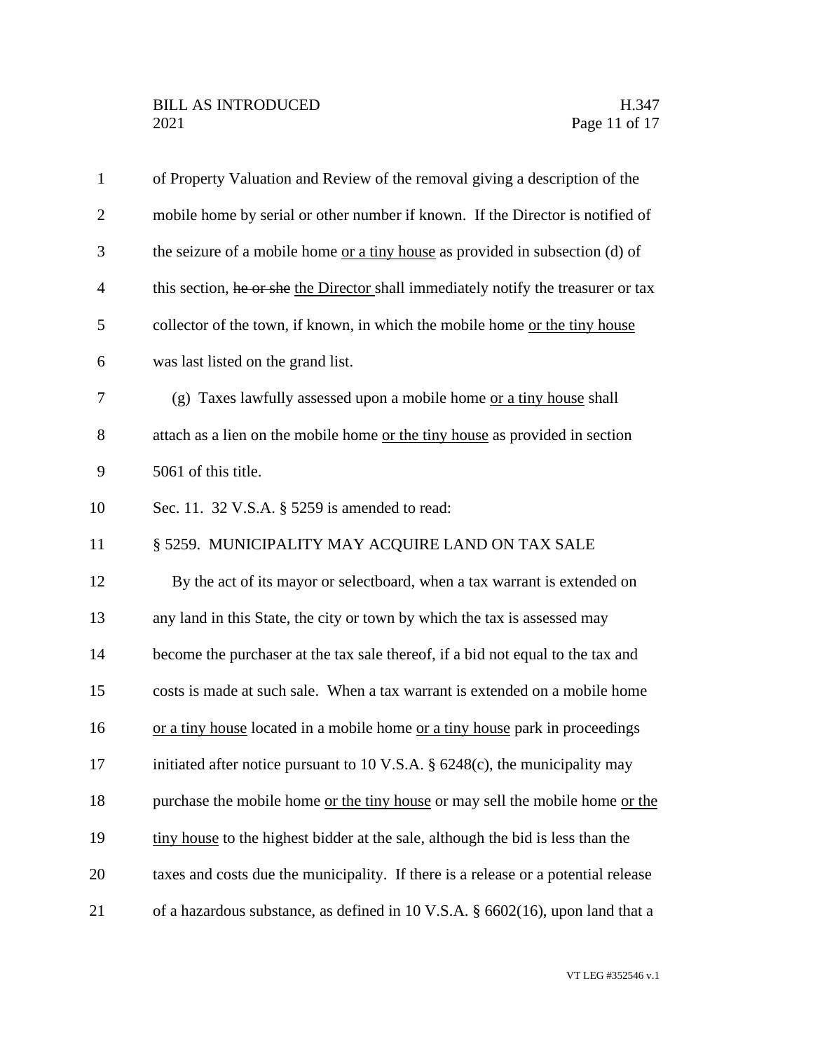of Property Valuation and Review of the removal giving a description of the mobile home by serial or other number if known. If the Director is notified of the seizure of a mobile home <u>or a tiny house</u> as provided in subsection (d) of this section, ~~he or she~~ <u>the Director</u> shall immediately notify the treasurer or tax collector of the town, if known, in which the mobile home <u>or the tiny house</u> was last listed on the grand list.

(g) Taxes lawfully assessed upon a mobile home <u>or a tiny house</u> shall attach as a lien on the mobile home <u>or the tiny house</u> as provided in section 5061 of this title.

Sec. 11. 32 V.S.A. § 5259 is amended to read:

§ 5259. MUNICIPALITY MAY ACQUIRE LAND ON TAX SALE

By the act of its mayor or selectboard, when a tax warrant is extended on any land in this State, the city or town by which the tax is assessed may become the purchaser at the tax sale thereof, if a bid not equal to the tax and costs is made at such sale. When a tax warrant is extended on a mobile home <u>or a tiny house</u> located in a mobile home <u>or a tiny house</u> park in proceedings initiated after notice pursuant to 10 V.S.A. § 6248(c), the municipality may purchase the mobile home <u>or the tiny house</u> or may sell the mobile home <u>or the tiny house</u> to the highest bidder at the sale, although the bid is less than the taxes and costs due the municipality. If there is a release or a potential release of a hazardous substance, as defined in 10 V.S.A. § 6602(16), upon land that a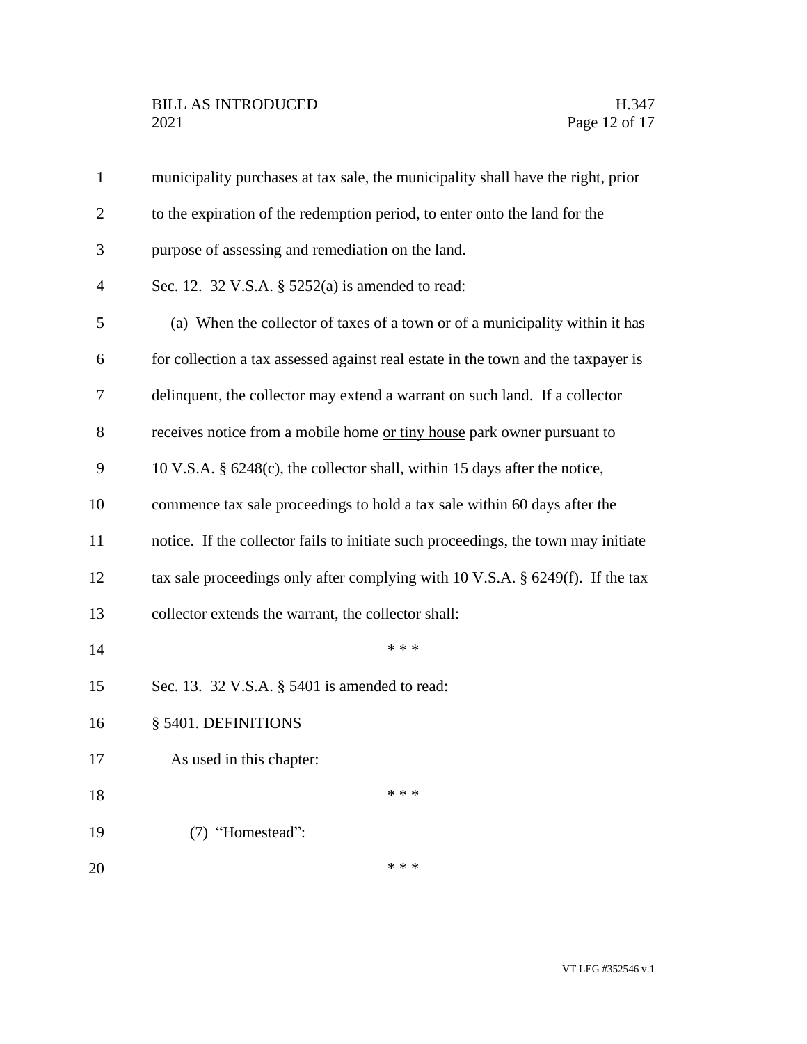municipality purchases at tax sale, the municipality shall have the right, prior to the expiration of the redemption period, to enter onto the land for the purpose of assessing and remediation on the land.

Sec. 12. 32 V.S.A. § 5252(a) is amended to read:

(a) When the collector of taxes of a town or of a municipality within it has for collection a tax assessed against real estate in the town and the taxpayer is delinquent, the collector may extend a warrant on such land. If a collector receives notice from a mobile home <u>or tiny house</u> park owner pursuant to 10 V.S.A. § 6248(c), the collector shall, within 15 days after the notice, commence tax sale proceedings to hold a tax sale within 60 days after the notice. If the collector fails to initiate such proceedings, the town may initiate tax sale proceedings only after complying with 10 V.S.A. § 6249(f). If the tax collector extends the warrant, the collector shall:

\* \* \*

Sec. 13. 32 V.S.A. § 5401 is amended to read:

§ 5401. DEFINITIONS

As used in this chapter:

\* \* \*

(7) "Homestead":

\* \* \*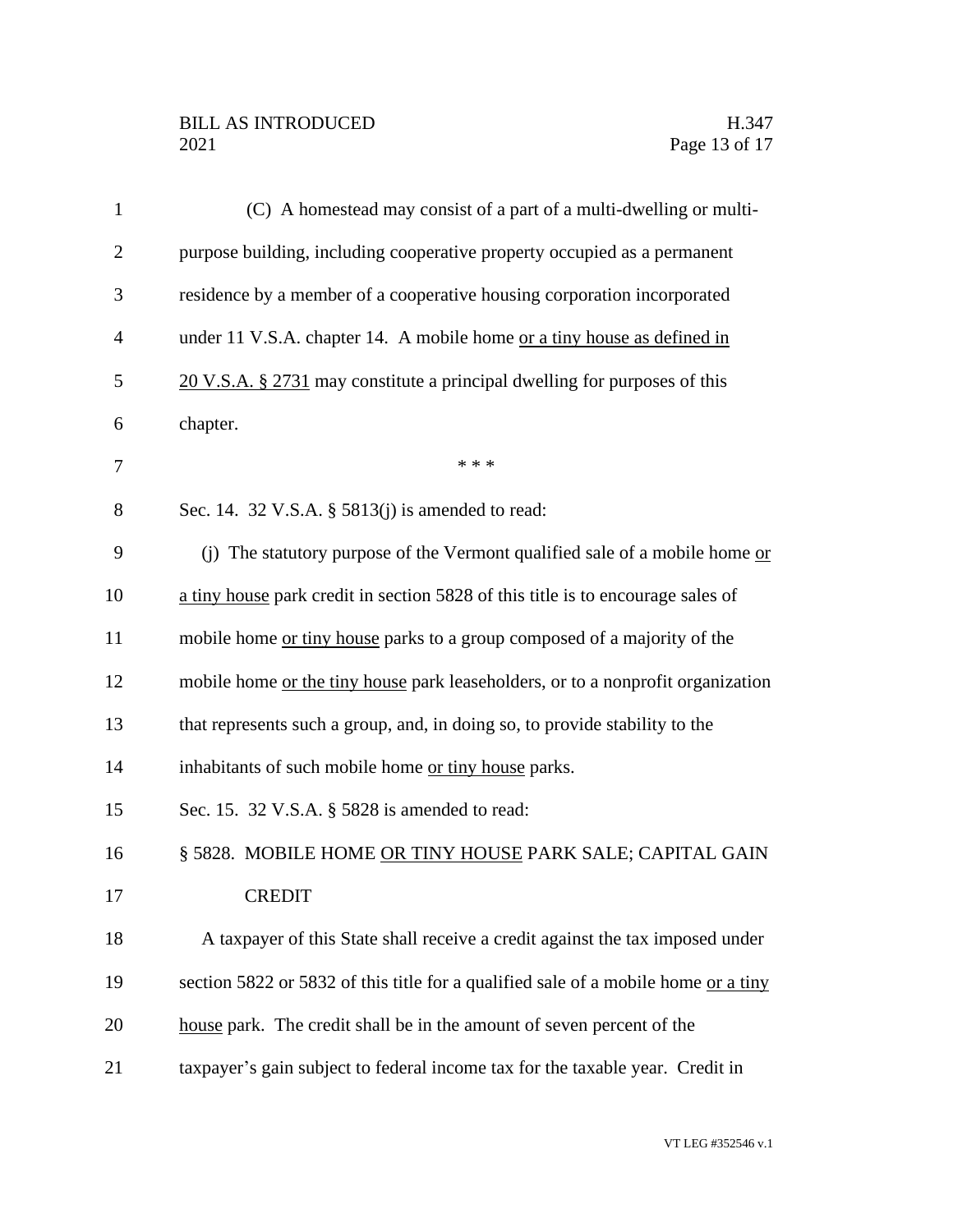(C) A homestead may consist of a part of a multi-dwelling or multi-purpose building, including cooperative property occupied as a permanent residence by a member of a cooperative housing corporation incorporated under 11 V.S.A. chapter 14. A mobile home <u>or a tiny house as defined in 20 V.S.A. § 2731</u> may constitute a principal dwelling for purposes of this chapter.

\* \* \*

Sec. 14. 32 V.S.A. § 5813(j) is amended to read:

(j) The statutory purpose of the Vermont qualified sale of a mobile home <u>or a tiny house</u> park credit in section 5828 of this title is to encourage sales of mobile home <u>or tiny house</u> parks to a group composed of a majority of the mobile home <u>or the tiny house</u> park leaseholders, or to a nonprofit organization that represents such a group, and, in doing so, to provide stability to the inhabitants of such mobile home <u>or tiny house</u> parks.

Sec. 15. 32 V.S.A. § 5828 is amended to read:

§ 5828. MOBILE HOME <u>OR TINY HOUSE</u> PARK SALE; CAPITAL GAIN CREDIT

A taxpayer of this State shall receive a credit against the tax imposed under section 5822 or 5832 of this title for a qualified sale of a mobile home <u>or a tiny house</u> park. The credit shall be in the amount of seven percent of the taxpayer's gain subject to federal income tax for the taxable year. Credit in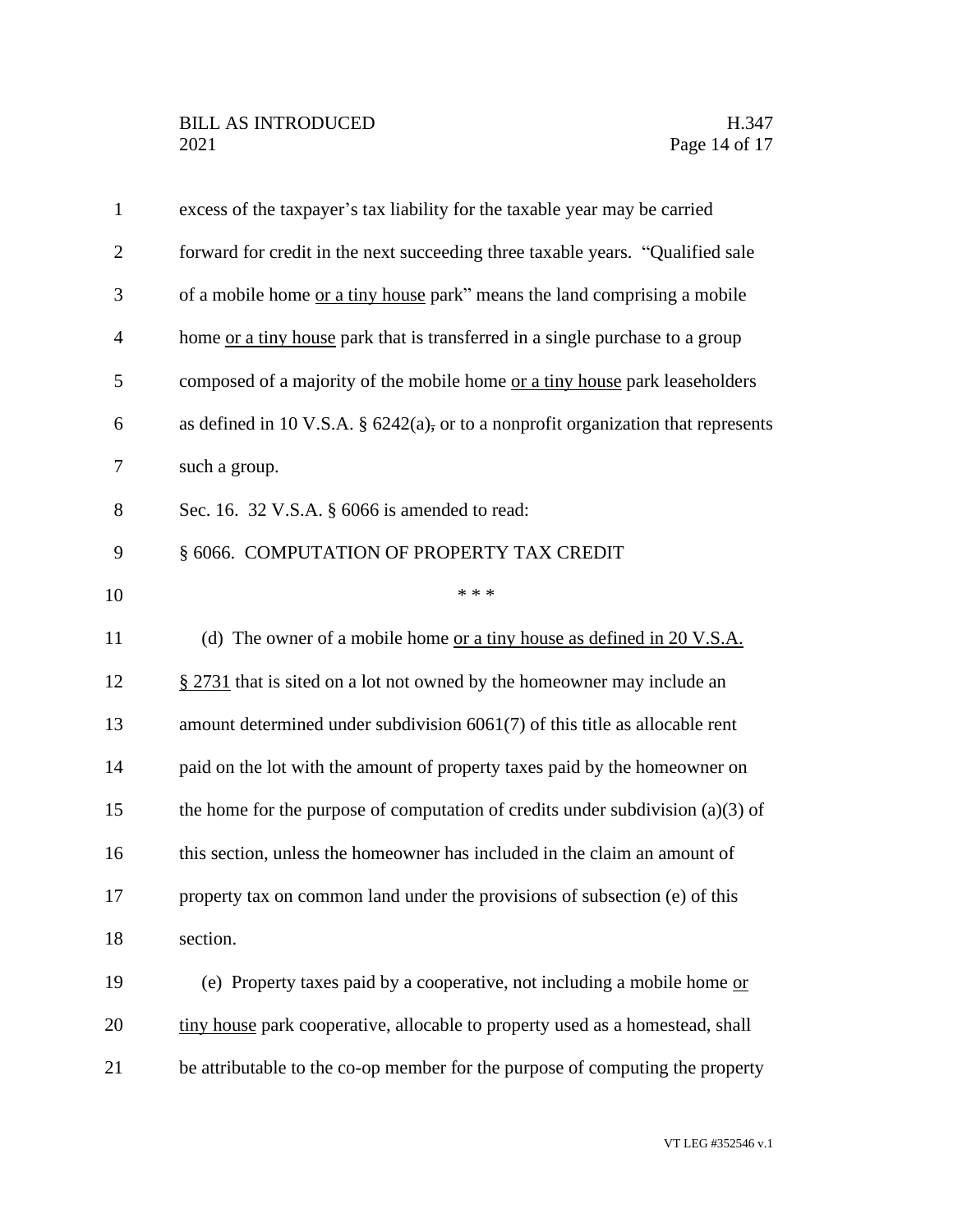excess of the taxpayer's tax liability for the taxable year may be carried forward for credit in the next succeeding three taxable years. "Qualified sale of a mobile home or a tiny house park" means the land comprising a mobile home or a tiny house park that is transferred in a single purchase to a group composed of a majority of the mobile home or a tiny house park leaseholders as defined in 10 V.S.A. § 6242(a), or to a nonprofit organization that represents such a group.

Sec. 16. 32 V.S.A. § 6066 is amended to read:

§ 6066. COMPUTATION OF PROPERTY TAX CREDIT

\* \* \*

(d) The owner of a mobile home or a tiny house as defined in 20 V.S.A. § 2731 that is sited on a lot not owned by the homeowner may include an amount determined under subdivision 6061(7) of this title as allocable rent paid on the lot with the amount of property taxes paid by the homeowner on the home for the purpose of computation of credits under subdivision (a)(3) of this section, unless the homeowner has included in the claim an amount of property tax on common land under the provisions of subsection (e) of this section.

(e) Property taxes paid by a cooperative, not including a mobile home or tiny house park cooperative, allocable to property used as a homestead, shall be attributable to the co-op member for the purpose of computing the property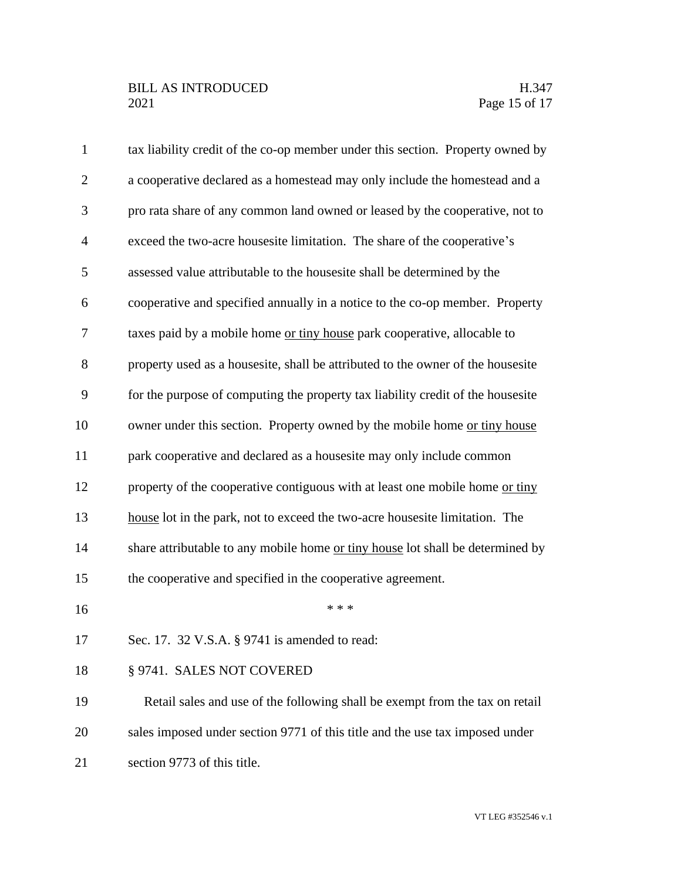tax liability credit of the co-op member under this section. Property owned by a cooperative declared as a homestead may only include the homestead and a pro rata share of any common land owned or leased by the cooperative, not to exceed the two-acre housesite limitation. The share of the cooperative's assessed value attributable to the housesite shall be determined by the cooperative and specified annually in a notice to the co-op member. Property taxes paid by a mobile home <u>or tiny house</u> park cooperative, allocable to property used as a housesite, shall be attributed to the owner of the housesite for the purpose of computing the property tax liability credit of the housesite owner under this section. Property owned by the mobile home <u>or tiny house</u> park cooperative and declared as a housesite may only include common property of the cooperative contiguous with at least one mobile home <u>or tiny house</u> lot in the park, not to exceed the two-acre housesite limitation. The share attributable to any mobile home <u>or tiny house</u> lot shall be determined by the cooperative and specified in the cooperative agreement.

\* \* \*

Sec. 17. 32 V.S.A. § 9741 is amended to read:

§ 9741. SALES NOT COVERED

Retail sales and use of the following shall be exempt from the tax on retail sales imposed under section 9771 of this title and the use tax imposed under section 9773 of this title.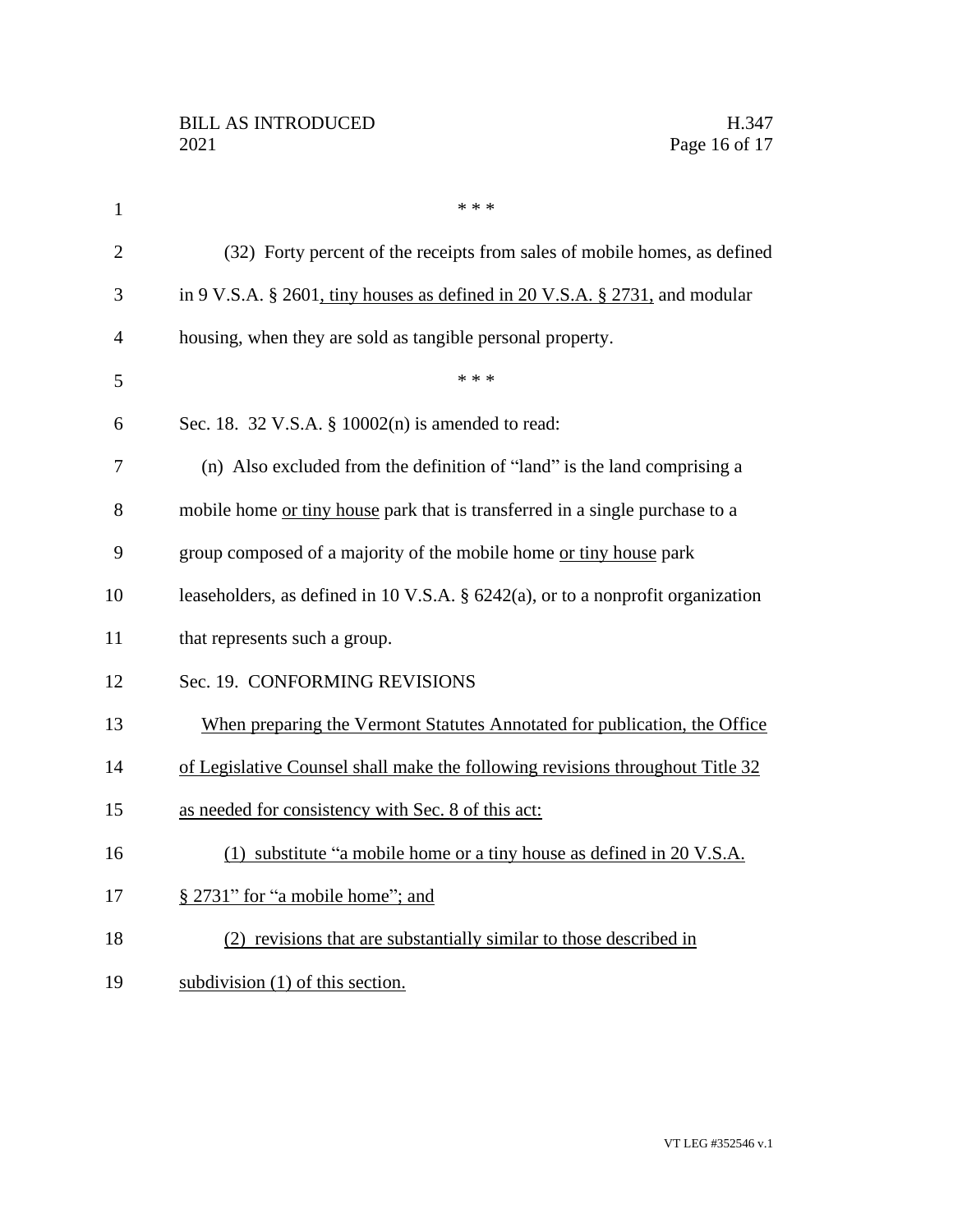\* \* \*

(32) Forty percent of the receipts from sales of mobile homes, as defined in 9 V.S.A. § 2601, tiny houses as defined in 20 V.S.A. § 2731, and modular housing, when they are sold as tangible personal property.

\* \* \*

Sec. 18. 32 V.S.A. § 10002(n) is amended to read:

(n) Also excluded from the definition of "land" is the land comprising a mobile home or tiny house park that is transferred in a single purchase to a group composed of a majority of the mobile home or tiny house park leaseholders, as defined in 10 V.S.A. § 6242(a), or to a nonprofit organization that represents such a group.

Sec. 19. CONFORMING REVISIONS

When preparing the Vermont Statutes Annotated for publication, the Office of Legislative Counsel shall make the following revisions throughout Title 32 as needed for consistency with Sec. 8 of this act:

(1) substitute "a mobile home or a tiny house as defined in 20 V.S.A. § 2731" for "a mobile home"; and

(2) revisions that are substantially similar to those described in subdivision (1) of this section.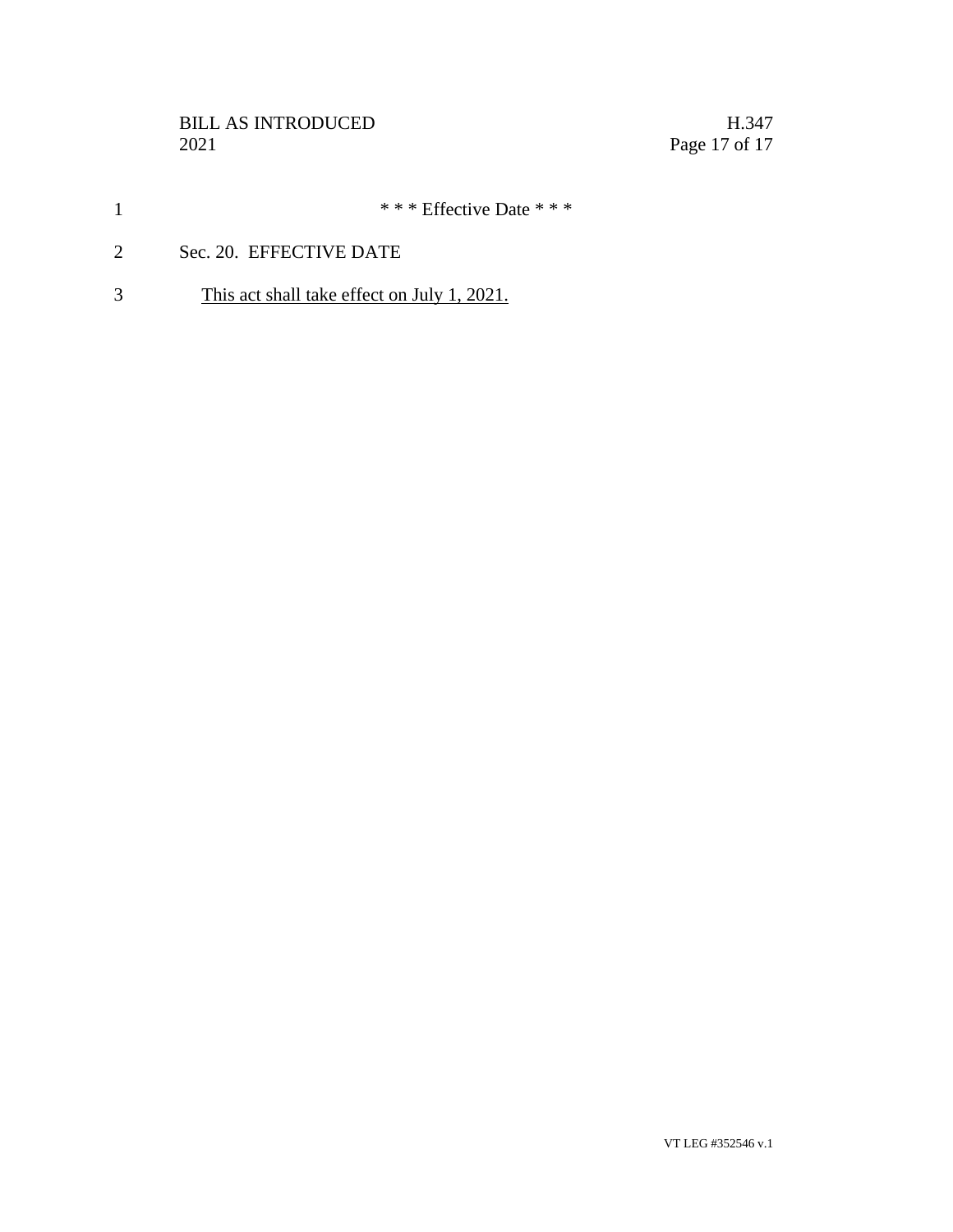\* \* \* Effective Date \* \* \*

Sec. 20. EFFECTIVE DATE

This act shall take effect on July 1, 2021.